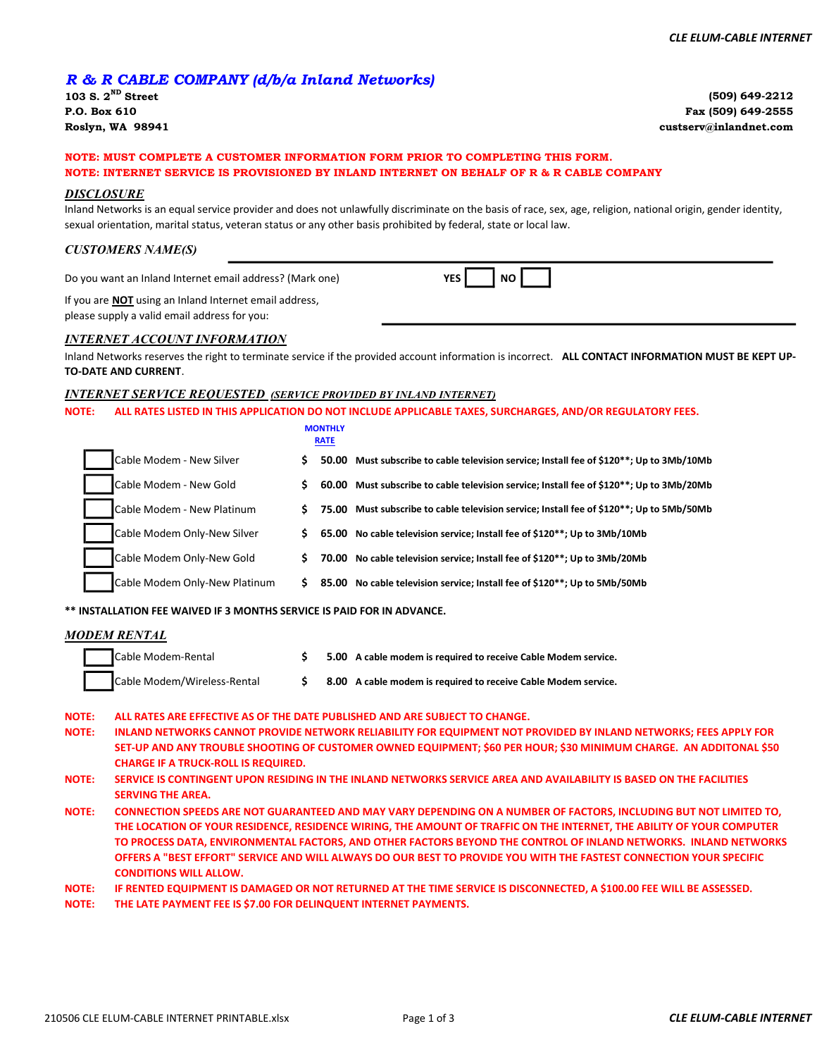## *R & R CABLE COMPANY (d/b/a Inland Networks)*

**103 S. 2ND Street**
**P.O. Box 610**
**Roslyn, WA 98941**

**(509) 649-2212**
**Fax (509) 649-2555**
**custserv@inlandnet.com**

**NOTE: MUST COMPLETE A CUSTOMER INFORMATION FORM PRIOR TO COMPLETING THIS FORM.**
**NOTE: INTERNET SERVICE IS PROVISIONED BY INLAND INTERNET ON BEHALF OF R & R CABLE COMPANY**

### *DISCLOSURE*

Inland Networks is an equal service provider and does not unlawfully discriminate on the basis of race, sex, age, religion, national origin, gender identity, sexual orientation, marital status, veteran status or any other basis prohibited by federal, state or local law.

### *CUSTOMERS NAME(S)* ______________________________

Do you want an Inland Internet email address? (Mark one) **YES** ☐ **NO** ☐

If you are **NOT** using an Inland Internet email address, please supply a valid email address for you: ______________________________

### *INTERNET ACCOUNT INFORMATION*

Inland Networks reserves the right to terminate service if the provided account information is incorrect. **ALL CONTACT INFORMATION MUST BE KEPT UP-TO-DATE AND CURRENT**.

### *INTERNET SERVICE REQUESTED (SERVICE PROVIDED BY INLAND INTERNET)*

**NOTE: ALL RATES LISTED IN THIS APPLICATION DO NOT INCLUDE APPLICABLE TAXES, SURCHARGES, AND/OR REGULATORY FEES.**

| | Service | MONTHLY RATE | Details |
|---|---|---|---|
| ☐ | Cable Modem - New Silver | $ 50.00 | **Must subscribe to cable television service; Install fee of $120**; Up to 3Mb/10Mb** |
| ☐ | Cable Modem - New Gold | $ 60.00 | **Must subscribe to cable television service; Install fee of $120**; Up to 3Mb/20Mb** |
| ☐ | Cable Modem - New Platinum | $ 75.00 | **Must subscribe to cable television service; Install fee of $120**; Up to 5Mb/50Mb** |
| ☐ | Cable Modem Only-New Silver | $ 65.00 | **No cable television service; Install fee of $120**; Up to 3Mb/10Mb** |
| ☐ | Cable Modem Only-New Gold | $ 70.00 | **No cable television service; Install fee of $120**; Up to 3Mb/20Mb** |
| ☐ | Cable Modem Only-New Platinum | $ 85.00 | **No cable television service; Install fee of $120**; Up to 5Mb/50Mb** |

**** INSTALLATION FEE WAIVED IF 3 MONTHS SERVICE IS PAID FOR IN ADVANCE.**

### *MODEM RENTAL*

| | Item | Rate | Details |
|---|---|---|---|
| ☐ | Cable Modem-Rental | $ 5.00 | **A cable modem is required to receive Cable Modem service.** |
| ☐ | Cable Modem/Wireless-Rental | $ 8.00 | **A cable modem is required to receive Cable Modem service.** |

**NOTE: ALL RATES ARE EFFECTIVE AS OF THE DATE PUBLISHED AND ARE SUBJECT TO CHANGE.**

**NOTE: INLAND NETWORKS CANNOT PROVIDE NETWORK RELIABILITY FOR EQUIPMENT NOT PROVIDED BY INLAND NETWORKS; FEES APPLY FOR SET-UP AND ANY TROUBLE SHOOTING OF CUSTOMER OWNED EQUIPMENT; $60 PER HOUR; $30 MINIMUM CHARGE. AN ADDITONAL $50 CHARGE IF A TRUCK-ROLL IS REQUIRED.**

**NOTE: SERVICE IS CONTINGENT UPON RESIDING IN THE INLAND NETWORKS SERVICE AREA AND AVAILABILITY IS BASED ON THE FACILITIES SERVING THE AREA.**

**NOTE: CONNECTION SPEEDS ARE NOT GUARANTEED AND MAY VARY DEPENDING ON A NUMBER OF FACTORS, INCLUDING BUT NOT LIMITED TO, THE LOCATION OF YOUR RESIDENCE, RESIDENCE WIRING, THE AMOUNT OF TRAFFIC ON THE INTERNET, THE ABILITY OF YOUR COMPUTER TO PROCESS DATA, ENVIRONMENTAL FACTORS, AND OTHER FACTORS BEYOND THE CONTROL OF INLAND NETWORKS. INLAND NETWORKS OFFERS A "BEST EFFORT" SERVICE AND WILL ALWAYS DO OUR BEST TO PROVIDE YOU WITH THE FASTEST CONNECTION YOUR SPECIFIC CONDITIONS WILL ALLOW.**

**NOTE: IF RENTED EQUIPMENT IS DAMAGED OR NOT RETURNED AT THE TIME SERVICE IS DISCONNECTED, A $100.00 FEE WILL BE ASSESSED.**

**NOTE: THE LATE PAYMENT FEE IS $7.00 FOR DELINQUENT INTERNET PAYMENTS.**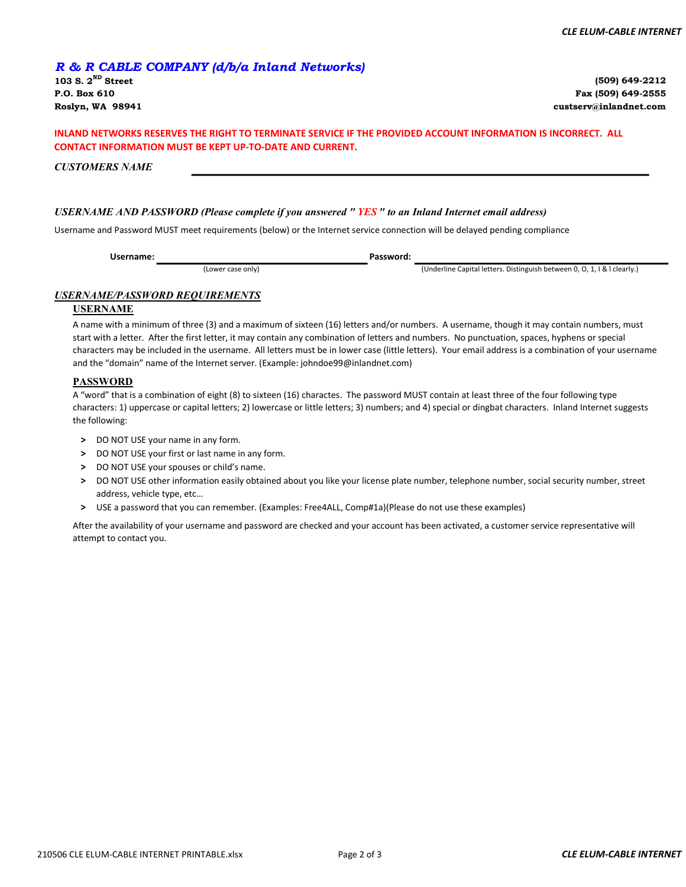## *R & R CABLE COMPANY (d/b/a Inland Networks)*

**103 S. 2ND Street**
**P.O. Box 610**
**Roslyn, WA 98941**

**(509) 649-2212**
**Fax (509) 649-2555**
**custserv@inlandnet.com**

**INLAND NETWORKS RESERVES THE RIGHT TO TERMINATE SERVICE IF THE PROVIDED ACCOUNT INFORMATION IS INCORRECT. ALL CONTACT INFORMATION MUST BE KEPT UP-TO-DATE AND CURRENT.**

***CUSTOMERS NAME*** ______________________________________________

***USERNAME AND PASSWORD (Please complete if you answered " YES " to an Inland Internet email address)***

Username and Password MUST meet requirements (below) or the Internet service connection will be delayed pending compliance

**Username:** ______________________________ (Lower case only)

**Password:** ______________________________ (Underline Capital letters. Distinguish between 0, O, 1, I & l clearly.)

### *USERNAME/PASSWORD REQUIREMENTS*

#### USERNAME

A name with a minimum of three (3) and a maximum of sixteen (16) letters and/or numbers. A username, though it may contain numbers, must start with a letter. After the first letter, it may contain any combination of letters and numbers. No punctuation, spaces, hyphens or special characters may be included in the username. All letters must be in lower case (little letters). Your email address is a combination of your username and the "domain" name of the Internet server. (Example: johndoe99@inlandnet.com)

#### PASSWORD

A "word" that is a combination of eight (8) to sixteen (16) charactes. The password MUST contain at least three of the four following type characters: 1) uppercase or capital letters; 2) lowercase or little letters; 3) numbers; and 4) special or dingbat characters. Inland Internet suggests the following:

- DO NOT USE your name in any form.
- DO NOT USE your first or last name in any form.
- DO NOT USE your spouses or child's name.
- DO NOT USE other information easily obtained about you like your license plate number, telephone number, social security number, street address, vehicle type, etc…
- USE a password that you can remember. (Examples: Free4ALL, Comp#1a)(Please do not use these examples)

After the availability of your username and password are checked and your account has been activated, a customer service representative will attempt to contact you.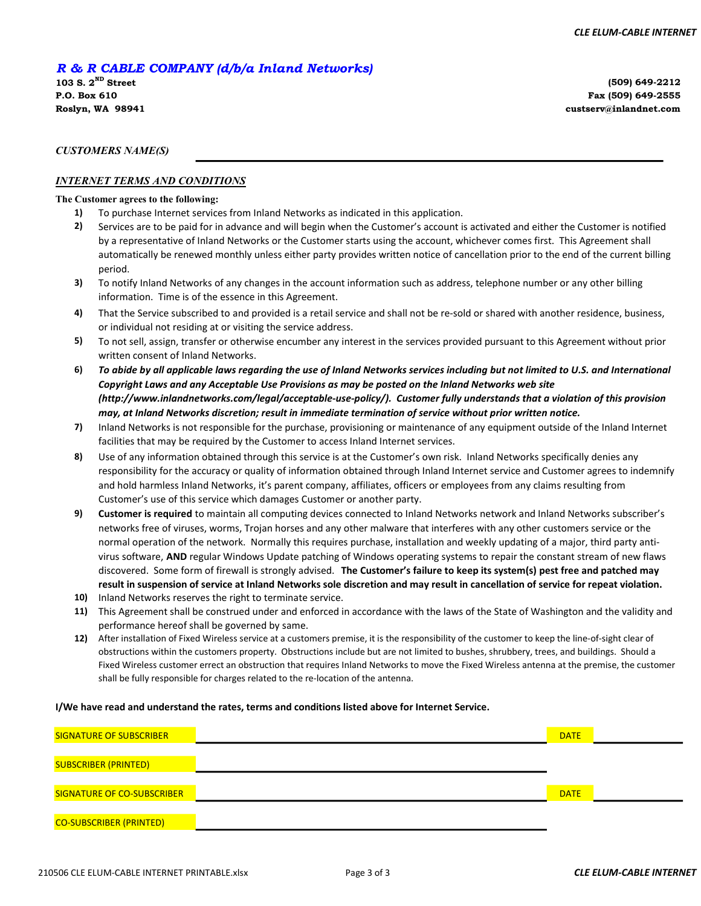## *R & R CABLE COMPANY (d/b/a Inland Networks)*

**103 S. 2ND Street**
**P.O. Box 610**
**Roslyn, WA 98941**

**(509) 649-2212**
**Fax (509) 649-2555**
**custserv@inlandnet.com**

*CUSTOMERS NAME(S)* ______________________________________________

### *INTERNET TERMS AND CONDITIONS*

**The Customer agrees to the following:**

1) To purchase Internet services from Inland Networks as indicated in this application.
2) Services are to be paid for in advance and will begin when the Customer's account is activated and either the Customer is notified by a representative of Inland Networks or the Customer starts using the account, whichever comes first. This Agreement shall automatically be renewed monthly unless either party provides written notice of cancellation prior to the end of the current billing period.
3) To notify Inland Networks of any changes in the account information such as address, telephone number or any other billing information. Time is of the essence in this Agreement.
4) That the Service subscribed to and provided is a retail service and shall not be re-sold or shared with another residence, business, or individual not residing at or visiting the service address.
5) To not sell, assign, transfer or otherwise encumber any interest in the services provided pursuant to this Agreement without prior written consent of Inland Networks.
6) ***To abide by all applicable laws regarding the use of Inland Networks services including but not limited to U.S. and International Copyright Laws and any Acceptable Use Provisions as may be posted on the Inland Networks web site (http://www.inlandnetworks.com/legal/acceptable-use-policy/). Customer fully understands that a violation of this provision may, at Inland Networks discretion; result in immediate termination of service without prior written notice.***
7) Inland Networks is not responsible for the purchase, provisioning or maintenance of any equipment outside of the Inland Internet facilities that may be required by the Customer to access Inland Internet services.
8) Use of any information obtained through this service is at the Customer's own risk. Inland Networks specifically denies any responsibility for the accuracy or quality of information obtained through Inland Internet service and Customer agrees to indemnify and hold harmless Inland Networks, it's parent company, affiliates, officers or employees from any claims resulting from Customer's use of this service which damages Customer or another party.
9) **Customer is required** to maintain all computing devices connected to Inland Networks network and Inland Networks subscriber's networks free of viruses, worms, Trojan horses and any other malware that interferes with any other customers service or the normal operation of the network. Normally this requires purchase, installation and weekly updating of a major, third party anti-virus software, **AND** regular Windows Update patching of Windows operating systems to repair the constant stream of new flaws discovered. Some form of firewall is strongly advised. **The Customer's failure to keep its system(s) pest free and patched may result in suspension of service at Inland Networks sole discretion and may result in cancellation of service for repeat violation.**
10) Inland Networks reserves the right to terminate service.
11) This Agreement shall be construed under and enforced in accordance with the laws of the State of Washington and the validity and performance hereof shall be governed by same.
12) After installation of Fixed Wireless service at a customers premise, it is the responsibility of the customer to keep the line-of-sight clear of obstructions within the customers property. Obstructions include but are not limited to bushes, shrubbery, trees, and buildings. Should a Fixed Wireless customer erect an obstruction that requires Inland Networks to move the Fixed Wireless antenna at the premise, the customer shall be fully responsible for charges related to the re-location of the antenna.

**I/We have read and understand the rates, terms and conditions listed above for Internet Service.**

SIGNATURE OF SUBSCRIBER ______________________________ DATE __________

SUBSCRIBER (PRINTED) ______________________________

SIGNATURE OF CO-SUBSCRIBER ______________________________ DATE __________

CO-SUBSCRIBER (PRINTED) ______________________________

210506 CLE ELUM-CABLE INTERNET PRINTABLE.xlsx